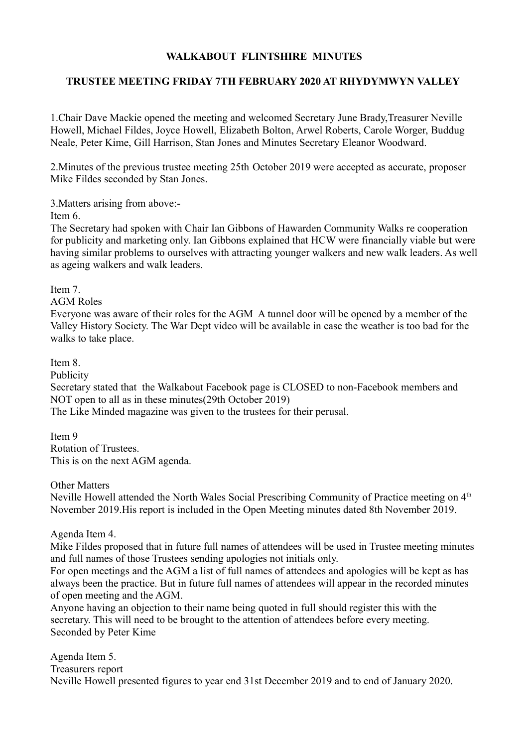**WALKABOUT FLINTSHIRE MINUTES**

**TRUSTEE MEETING FRIDAY 7TH FEBRUARY 2020 AT RHYDYMWYN VALLEY**

1.Chair Dave Mackie opened the meeting and welcomed Secretary June Brady,Treasurer Neville Howell, Michael Fildes, Joyce Howell, Elizabeth Bolton, Arwel Roberts, Carole Worger, Buddug Neale, Peter Kime, Gill Harrison, Stan Jones and Minutes Secretary Eleanor Woodward.

2.Minutes of the previous trustee meeting 25th October 2019 were accepted as accurate, proposer Mike Fildes seconded by Stan Jones.

3.Matters arising from above:-
Item 6.
The Secretary had spoken with Chair Ian Gibbons of Hawarden Community Walks re cooperation for publicity and marketing only. Ian Gibbons explained that HCW were financially viable but were having similar problems to ourselves with attracting younger walkers and new walk leaders. As well as ageing walkers and walk leaders.

Item 7.
AGM Roles
Everyone was aware of their roles for the AGM A tunnel door will be opened by a member of the Valley History Society. The War Dept video will be available in case the weather is too bad for the walks to take place.

Item 8.
Publicity
Secretary stated that the Walkabout Facebook page is CLOSED to non-Facebook members and NOT open to all as in these minutes(29th October 2019)
The Like Minded magazine was given to the trustees for their perusal.

Item 9
Rotation of Trustees.
This is on the next AGM agenda.

Other Matters
Neville Howell attended the North Wales Social Prescribing Community of Practice meeting on 4th November 2019.His report is included in the Open Meeting minutes dated 8th November 2019.

Agenda Item 4.
Mike Fildes proposed that in future full names of attendees will be used in Trustee meeting minutes and full names of those Trustees sending apologies not initials only.
For open meetings and the AGM a list of full names of attendees and apologies will be kept as has always been the practice. But in future full names of attendees will appear in the recorded minutes of open meeting and the AGM.
Anyone having an objection to their name being quoted in full should register this with the secretary. This will need to be brought to the attention of attendees before every meeting.
Seconded by Peter Kime

Agenda Item 5.
Treasurers report
Neville Howell presented figures to year end 31st December 2019 and to end of January 2020.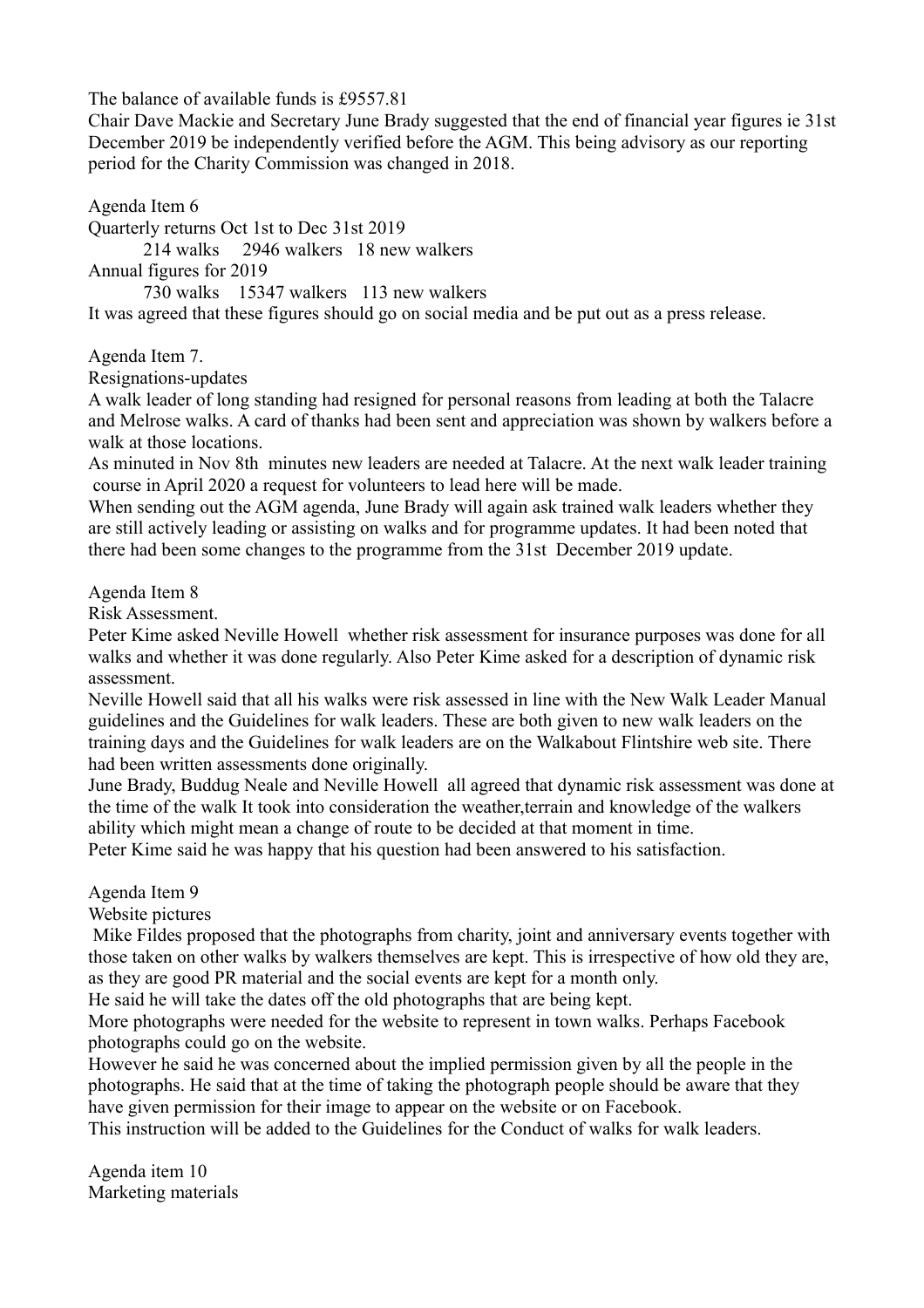The balance of available funds is £9557.81

Chair Dave Mackie and Secretary June Brady suggested that the end of financial year figures ie 31st December 2019 be independently verified before the AGM. This being advisory as our reporting period for the Charity Commission was changed in 2018.

Agenda Item 6

Quarterly returns Oct 1st to Dec 31st 2019

214 walks 2946 walkers 18 new walkers

Annual figures for 2019

730 walks 15347 walkers 113 new walkers

It was agreed that these figures should go on social media and be put out as a press release.

Agenda Item 7.

Resignations-updates

A walk leader of long standing had resigned for personal reasons from leading at both the Talacre and Melrose walks. A card of thanks had been sent and appreciation was shown by walkers before a walk at those locations.

As minuted in Nov 8th minutes new leaders are needed at Talacre. At the next walk leader training course in April 2020 a request for volunteers to lead here will be made.

When sending out the AGM agenda, June Brady will again ask trained walk leaders whether they are still actively leading or assisting on walks and for programme updates. It had been noted that there had been some changes to the programme from the 31st December 2019 update.

Agenda Item 8

Risk Assessment.

Peter Kime asked Neville Howell whether risk assessment for insurance purposes was done for all walks and whether it was done regularly. Also Peter Kime asked for a description of dynamic risk assessment.

Neville Howell said that all his walks were risk assessed in line with the New Walk Leader Manual guidelines and the Guidelines for walk leaders. These are both given to new walk leaders on the training days and the Guidelines for walk leaders are on the Walkabout Flintshire web site. There had been written assessments done originally.

June Brady, Buddug Neale and Neville Howell all agreed that dynamic risk assessment was done at the time of the walk It took into consideration the weather,terrain and knowledge of the walkers ability which might mean a change of route to be decided at that moment in time.

Peter Kime said he was happy that his question had been answered to his satisfaction.

Agenda Item 9

Website pictures

Mike Fildes proposed that the photographs from charity, joint and anniversary events together with those taken on other walks by walkers themselves are kept. This is irrespective of how old they are, as they are good PR material and the social events are kept for a month only.

He said he will take the dates off the old photographs that are being kept.

More photographs were needed for the website to represent in town walks. Perhaps Facebook photographs could go on the website.

However he said he was concerned about the implied permission given by all the people in the photographs. He said that at the time of taking the photograph people should be aware that they have given permission for their image to appear on the website or on Facebook.

This instruction will be added to the Guidelines for the Conduct of walks for walk leaders.

Agenda item 10

Marketing materials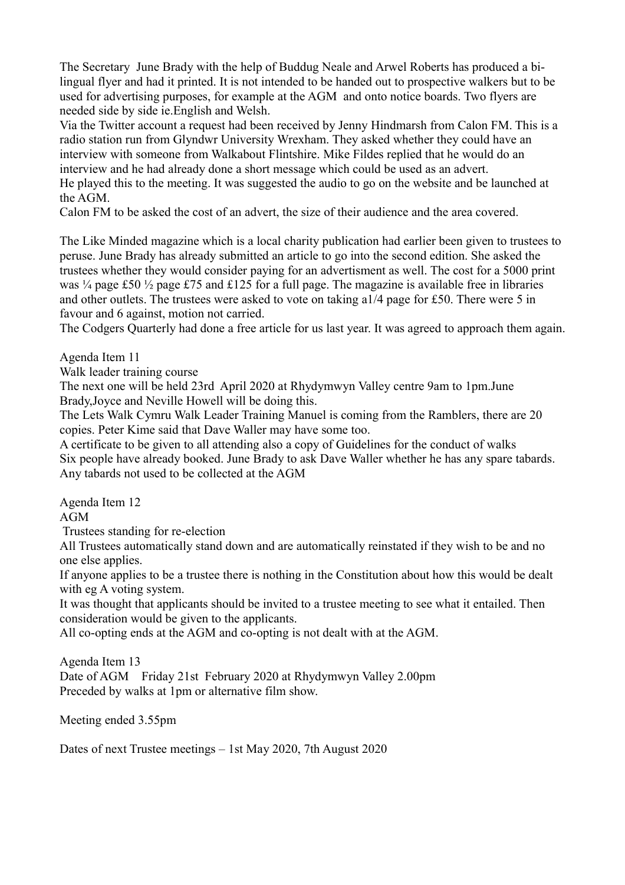The Secretary June Brady with the help of Buddug Neale and Arwel Roberts has produced a bi-lingual flyer and had it printed. It is not intended to be handed out to prospective walkers but to be used for advertising purposes, for example at the AGM and onto notice boards. Two flyers are needed side by side ie.English and Welsh.

Via the Twitter account a request had been received by Jenny Hindmarsh from Calon FM. This is a radio station run from Glyndwr University Wrexham. They asked whether they could have an interview with someone from Walkabout Flintshire. Mike Fildes replied that he would do an interview and he had already done a short message which could be used as an advert.

He played this to the meeting. It was suggested the audio to go on the website and be launched at the AGM.

Calon FM to be asked the cost of an advert, the size of their audience and the area covered.

The Like Minded magazine which is a local charity publication had earlier been given to trustees to peruse. June Brady has already submitted an article to go into the second edition. She asked the trustees whether they would consider paying for an advertisment as well. The cost for a 5000 print was ¼ page £50 ½ page £75 and £125 for a full page. The magazine is available free in libraries and other outlets. The trustees were asked to vote on taking a1/4 page for £50. There were 5 in favour and 6 against, motion not carried.

The Codgers Quarterly had done a free article for us last year. It was agreed to approach them again.

Agenda Item 11

Walk leader training course

The next one will be held 23rd April 2020 at Rhydymwyn Valley centre 9am to 1pm.June Brady,Joyce and Neville Howell will be doing this.

The Lets Walk Cymru Walk Leader Training Manuel is coming from the Ramblers, there are 20 copies. Peter Kime said that Dave Waller may have some too.

A certificate to be given to all attending also a copy of Guidelines for the conduct of walks

Six people have already booked. June Brady to ask Dave Waller whether he has any spare tabards.

Any tabards not used to be collected at the AGM

Agenda Item 12

AGM

Trustees standing for re-election

All Trustees automatically stand down and are automatically reinstated if they wish to be and no one else applies.

If anyone applies to be a trustee there is nothing in the Constitution about how this would be dealt with eg A voting system.

It was thought that applicants should be invited to a trustee meeting to see what it entailed. Then consideration would be given to the applicants.

All co-opting ends at the AGM and co-opting is not dealt with at the AGM.

Agenda Item 13

Date of AGM Friday 21st February 2020 at Rhydymwyn Valley 2.00pm

Preceded by walks at 1pm or alternative film show.

Meeting ended 3.55pm

Dates of next Trustee meetings – 1st May 2020, 7th August 2020